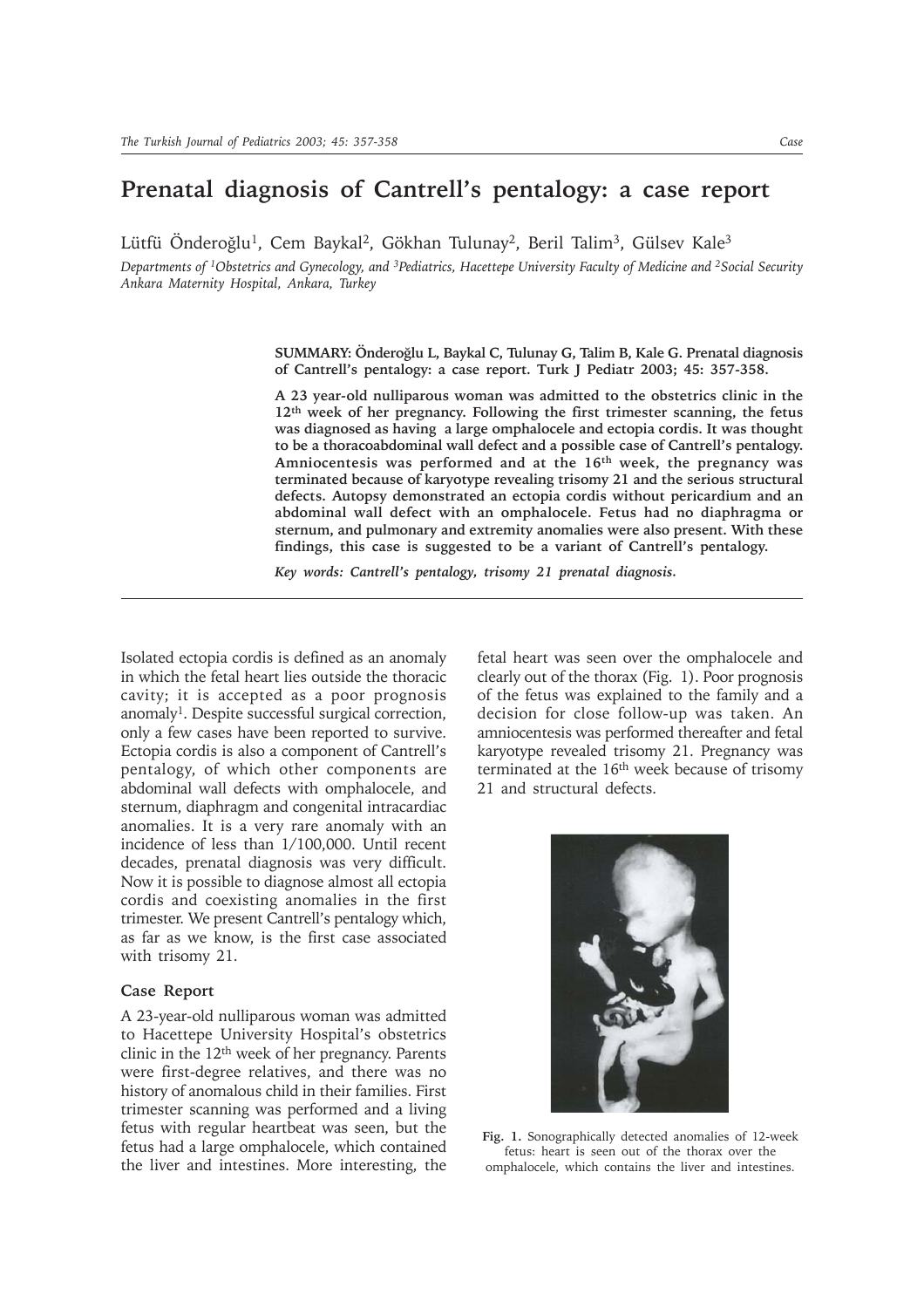# Prenatal diagnosis of Cantrell's pentalogy: a case report

Lütfü Önderoğlu[1], Cem Baykal[2], Gökhan Tulunay[2], Beril Talim[3], Gülsev Kale[3]

*Departments of [1]Obstetrics and Gynecology, and [3]Pediatrics, Hacettepe University Faculty of Medicine and [2]Social Security Ankara Maternity Hospital, Ankara, Turkey*

**SUMMARY: Önderoğlu L, Baykal C, Tulunay G, Talim B, Kale G. Prenatal diagnosis of Cantrell's pentalogy: a case report. Turk J Pediatr 2003; 45: 357-358.**

**A 23 year-old nulliparous woman was admitted to the obstetrics clinic in the 12th week of her pregnancy. Following the first trimester scanning, the fetus was diagnosed as having a large omphalocele and ectopia cordis. It was thought to be a thoracoabdominal wall defect and a possible case of Cantrell's pentalogy. Amniocentesis was performed and at the 16th week, the pregnancy was terminated because of karyotype revealing trisomy 21 and the serious structural defects. Autopsy demonstrated an ectopia cordis without pericardium and an abdominal wall defect with an omphalocele. Fetus had no diaphragma or sternum, and pulmonary and extremity anomalies were also present. With these findings, this case is suggested to be a variant of Cantrell's pentalogy.**

***Key words: Cantrell's pentalogy, trisomy 21 prenatal diagnosis.***

Isolated ectopia cordis is defined as an anomaly in which the fetal heart lies outside the thoracic cavity; it is accepted as a poor prognosis anomaly[1]. Despite successful surgical correction, only a few cases have been reported to survive. Ectopia cordis is also a component of Cantrell's pentalogy, of which other components are abdominal wall defects with omphalocele, and sternum, diaphragm and congenital intracardiac anomalies. It is a very rare anomaly with an incidence of less than 1/100,000. Until recent decades, prenatal diagnosis was very difficult. Now it is possible to diagnose almost all ectopia cordis and coexisting anomalies in the first trimester. We present Cantrell's pentalogy which, as far as we know, is the first case associated with trisomy 21.

### Case Report

A 23-year-old nulliparous woman was admitted to Hacettepe University Hospital's obstetrics clinic in the 12th week of her pregnancy. Parents were first-degree relatives, and there was no history of anomalous child in their families. First trimester scanning was performed and a living fetus with regular heartbeat was seen, but the fetus had a large omphalocele, which contained the liver and intestines. More interesting, the fetal heart was seen over the omphalocele and clearly out of the thorax (Fig. 1). Poor prognosis of the fetus was explained to the family and a decision for close follow-up was taken. An amniocentesis was performed thereafter and fetal karyotype revealed trisomy 21. Pregnancy was terminated at the 16th week because of trisomy 21 and structural defects.

**Fig. 1.** Sonographically detected anomalies of 12-week fetus: heart is seen out of the thorax over the omphalocele, which contains the liver and intestines.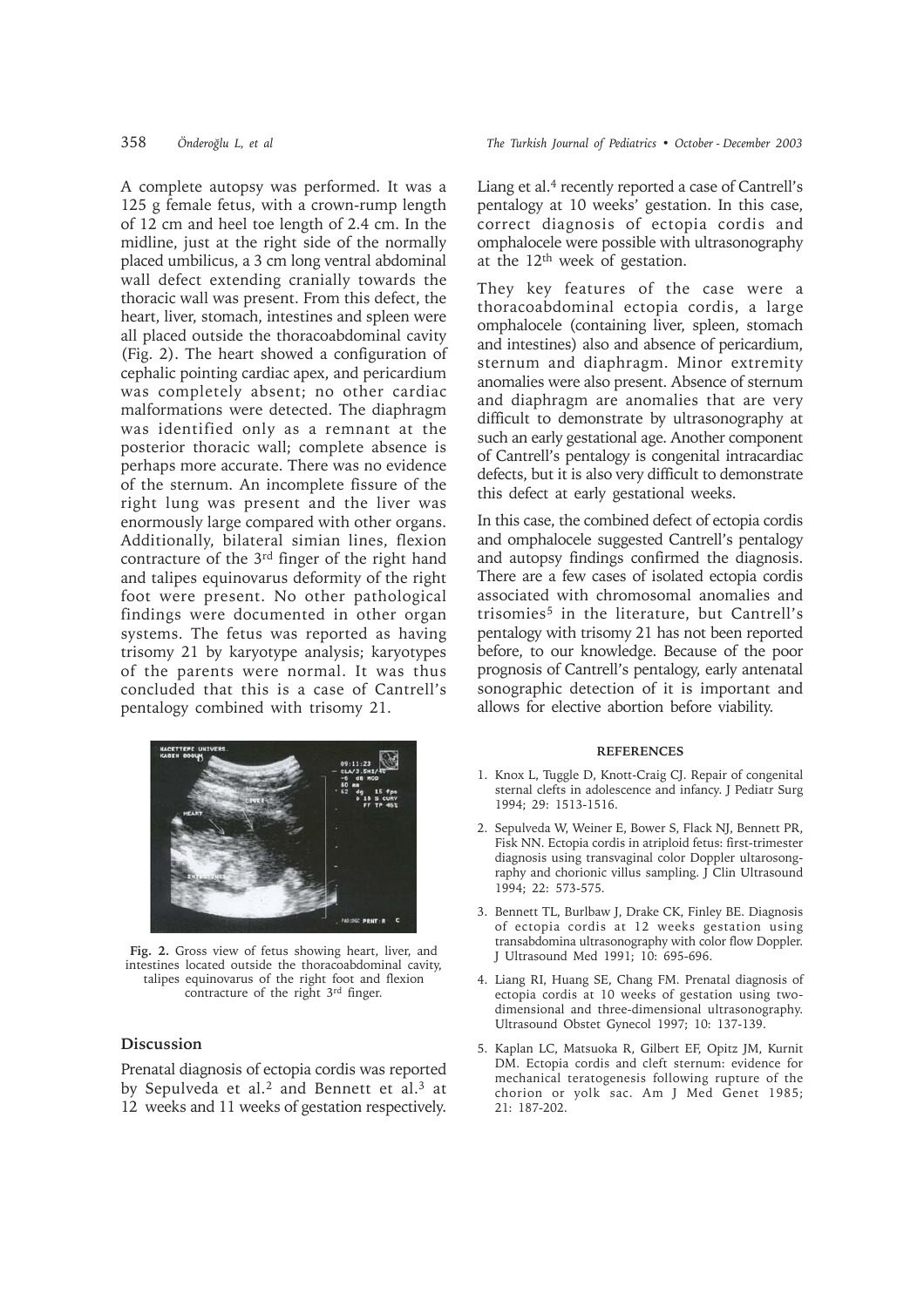A complete autopsy was performed. It was a 125 g female fetus, with a crown-rump length of 12 cm and heel toe length of 2.4 cm. In the midline, just at the right side of the normally placed umbilicus, a 3 cm long ventral abdominal wall defect extending cranially towards the thoracic wall was present. From this defect, the heart, liver, stomach, intestines and spleen were all placed outside the thoracoabdominal cavity (Fig. 2). The heart showed a configuration of cephalic pointing cardiac apex, and pericardium was completely absent; no other cardiac malformations were detected. The diaphragm was identified only as a remnant at the posterior thoracic wall; complete absence is perhaps more accurate. There was no evidence of the sternum. An incomplete fissure of the right lung was present and the liver was enormously large compared with other organs. Additionally, bilateral simian lines, flexion contracture of the 3rd finger of the right hand and talipes equinovarus deformity of the right foot were present. No other pathological findings were documented in other organ systems. The fetus was reported as having trisomy 21 by karyotype analysis; karyotypes of the parents were normal. It was thus concluded that this is a case of Cantrell's pentalogy combined with trisomy 21.

**Fig. 2.** Gross view of fetus showing heart, liver, and intestines located outside the thoracoabdominal cavity, talipes equinovarus of the right foot and flexion contracture of the right 3rd finger.

## Discussion

Prenatal diagnosis of ectopia cordis was reported by Sepulveda et al.[2] and Bennett et al.[3] at 12 weeks and 11 weeks of gestation respectively. Liang et al.[4] recently reported a case of Cantrell's pentalogy at 10 weeks' gestation. In this case, correct diagnosis of ectopia cordis and omphalocele were possible with ultrasonography at the 12th week of gestation.

They key features of the case were a thoracoabdominal ectopia cordis, a large omphalocele (containing liver, spleen, stomach and intestines) also and absence of pericardium, sternum and diaphragm. Minor extremity anomalies were also present. Absence of sternum and diaphragm are anomalies that are very difficult to demonstrate by ultrasonography at such an early gestational age. Another component of Cantrell's pentalogy is congenital intracardiac defects, but it is also very difficult to demonstrate this defect at early gestational weeks.

In this case, the combined defect of ectopia cordis and omphalocele suggested Cantrell's pentalogy and autopsy findings confirmed the diagnosis. There are a few cases of isolated ectopia cordis associated with chromosomal anomalies and trisomies[5] in the literature, but Cantrell's pentalogy with trisomy 21 has not been reported before, to our knowledge. Because of the poor prognosis of Cantrell's pentalogy, early antenatal sonographic detection of it is important and allows for elective abortion before viability.

## REFERENCES

1. Knox L, Tuggle D, Knott-Craig CJ. Repair of congenital sternal clefts in adolescence and infancy. J Pediatr Surg 1994; 29: 1513-1516.
2. Sepulveda W, Weiner E, Bower S, Flack NJ, Bennett PR, Fisk NN. Ectopia cordis in atriploid fetus: first-trimester diagnosis using transvaginal color Doppler ultarosongraphy and chorionic villus sampling. J Clin Ultrasound 1994; 22: 573-575.
3. Bennett TL, Burlbaw J, Drake CK, Finley BE. Diagnosis of ectopia cordis at 12 weeks gestation using transabdomina ultrasonography with color flow Doppler. J Ultrasound Med 1991; 10: 695-696.
4. Liang RI, Huang SE, Chang FM. Prenatal diagnosis of ectopia cordis at 10 weeks of gestation using two-dimensional and three-dimensional ultrasonography. Ultrasound Obstet Gynecol 1997; 10: 137-139.
5. Kaplan LC, Matsuoka R, Gilbert EF, Opitz JM, Kurnit DM. Ectopia cordis and cleft sternum: evidence for mechanical teratogenesis following rupture of the chorion or yolk sac. Am J Med Genet 1985; 21: 187-202.